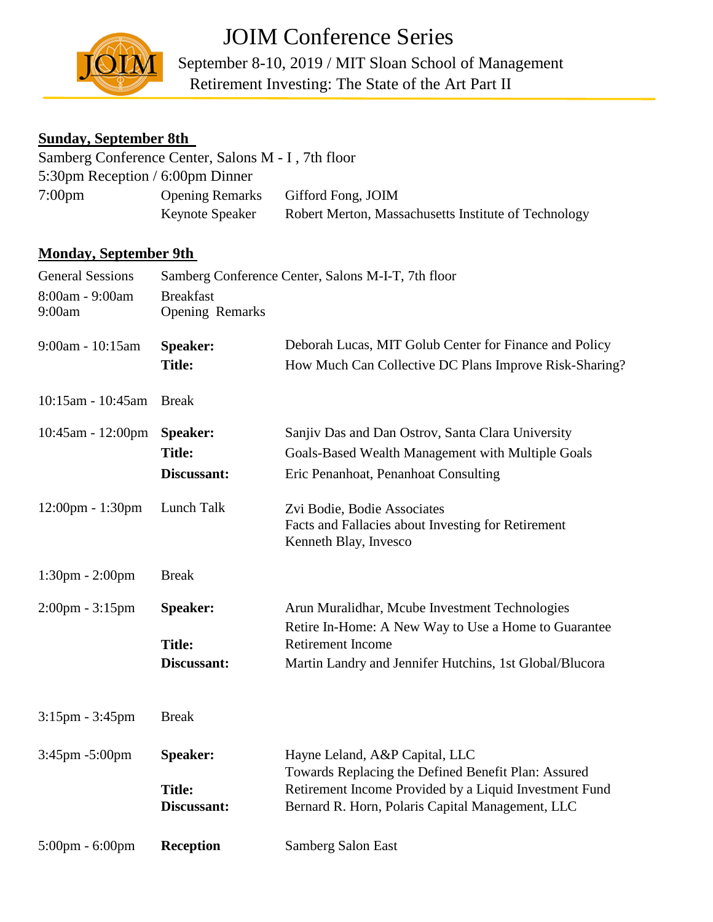# JOIM Conference Series

September 8-10, 2019 / MIT Sloan School of Management

Retirement Investing: The State of the Art Part II

## Sunday, September 8th

Samberg Conference Center, Salons M - I , 7th floor

5:30pm Reception / 6:00pm Dinner

| | | |
|---|---|---|
| 7:00pm | Opening Remarks | Gifford Fong, JOIM |
| | Keynote Speaker | Robert Merton, Massachusetts Institute of Technology |

## Monday, September 9th

| | | |
|---|---|---|
| General Sessions | Samberg Conference Center, Salons M-I-T, 7th floor | |
| 8:00am - 9:00am | Breakfast | |
| 9:00am | Opening Remarks | |
| 9:00am - 10:15am | **Speaker:** | Deborah Lucas, MIT Golub Center for Finance and Policy |
| | **Title:** | How Much Can Collective DC Plans Improve Risk-Sharing? |
| 10:15am - 10:45am | Break | |
| 10:45am - 12:00pm | **Speaker:** | Sanjiv Das and Dan Ostrov, Santa Clara University |
| | **Title:** | Goals-Based Wealth Management with Multiple Goals |
| | **Discussant:** | Eric Penanhoat, Penanhoat Consulting |
| 12:00pm - 1:30pm | Lunch Talk | Zvi Bodie, Bodie Associates<br>Facts and Fallacies about Investing for Retirement<br>Kenneth Blay, Invesco |
| 1:30pm - 2:00pm | Break | |
| 2:00pm - 3:15pm | **Speaker:** | Arun Muralidhar, Mcube Investment Technologies |
| | **Title:** | Retire In-Home: A New Way to Use a Home to Guarantee Retirement Income |
| | **Discussant:** | Martin Landry and Jennifer Hutchins, 1st Global/Blucora |
| 3:15pm - 3:45pm | Break | |
| 3:45pm -5:00pm | **Speaker:** | Hayne Leland, A&P Capital, LLC |
| | **Title:** | Towards Replacing the Defined Benefit Plan: Assured Retirement Income Provided by a Liquid Investment Fund |
| | **Discussant:** | Bernard R. Horn, Polaris Capital Management, LLC |
| 5:00pm - 6:00pm | **Reception** | Samberg Salon East |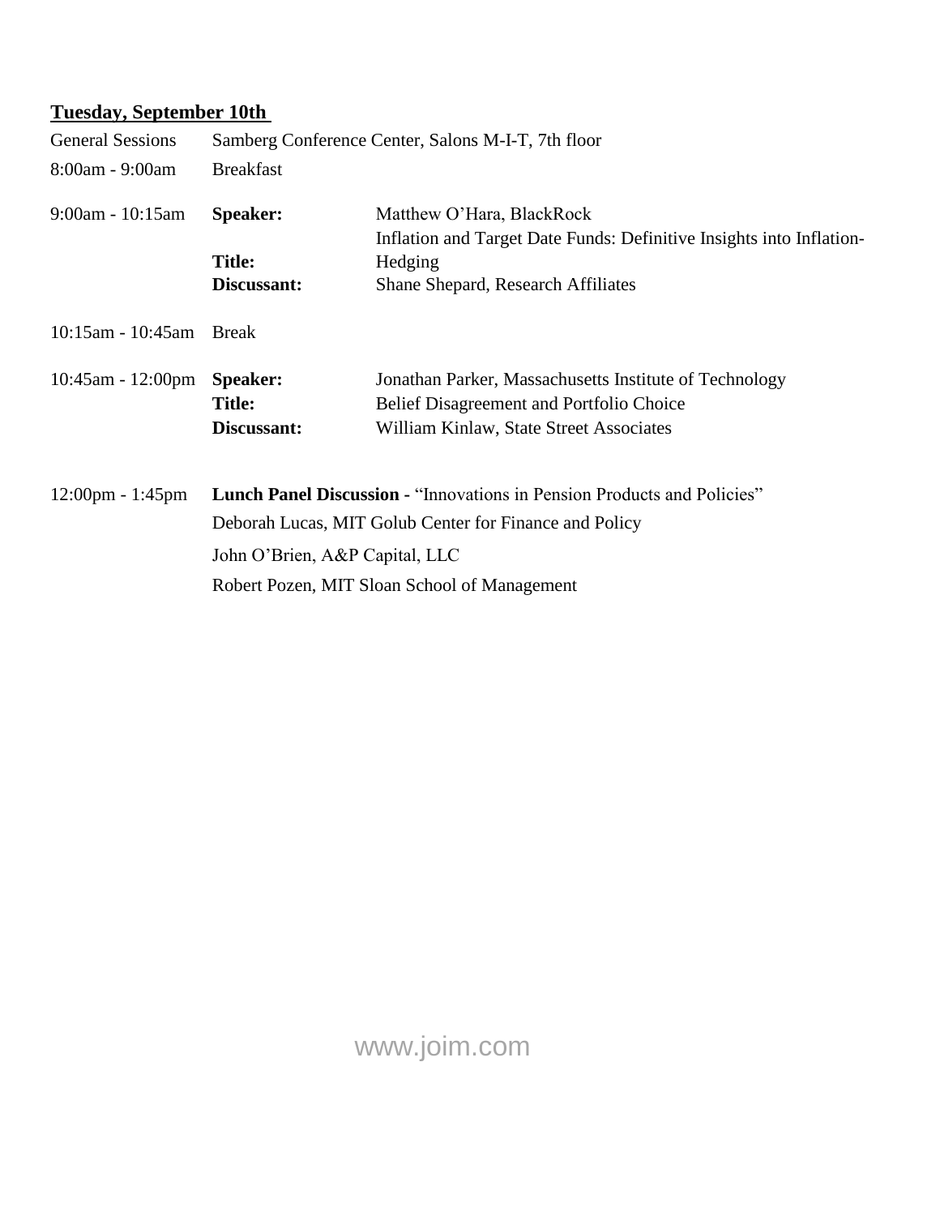**Tuesday, September 10th**

| | | |
|---|---|---|
| General Sessions | Samberg Conference Center, Salons M-I-T, 7th floor | |
| 8:00am - 9:00am | Breakfast | |
| 9:00am - 10:15am | **Speaker:** | Matthew O'Hara, BlackRock |
| | **Title:** | Inflation and Target Date Funds: Definitive Insights into Inflation-Hedging |
| | **Discussant:** | Shane Shepard, Research Affiliates |
| 10:15am - 10:45am | Break | |
| 10:45am - 12:00pm | **Speaker:** | Jonathan Parker, Massachusetts Institute of Technology |
| | **Title:** | Belief Disagreement and Portfolio Choice |
| | **Discussant:** | William Kinlaw, State Street Associates |
| 12:00pm - 1:45pm | **Lunch Panel Discussion -** "Innovations in Pension Products and Policies" | |
| | Deborah Lucas, MIT Golub Center for Finance and Policy | |
| | John O'Brien, A&P Capital, LLC | |
| | Robert Pozen, MIT Sloan School of Management | |

www.joim.com